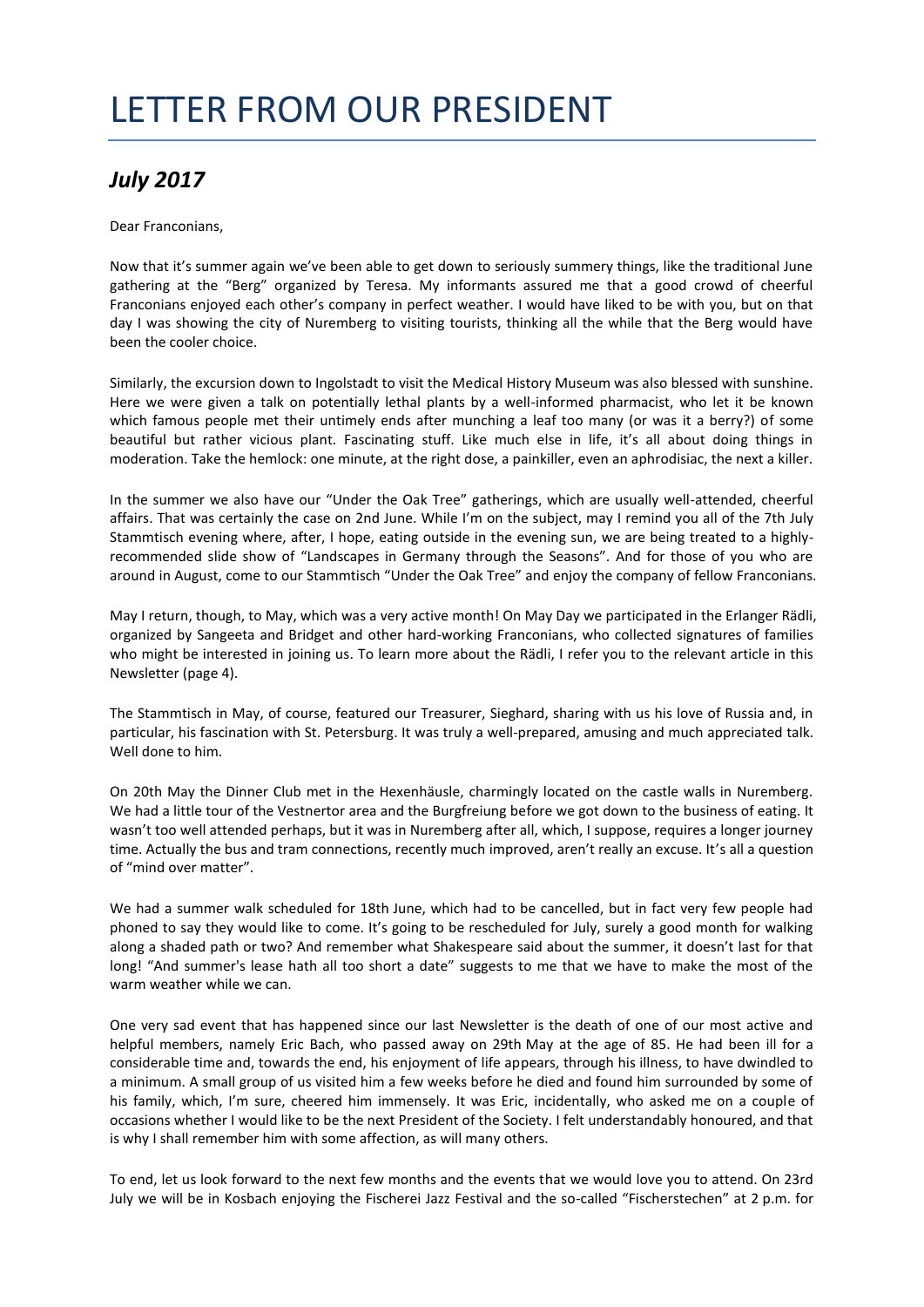# LETTER FROM OUR PRESIDENT

## *July 2017*

Dear Franconians,

Now that it's summer again we've been able to get down to seriously summery things, like the traditional June gathering at the "Berg" organized by Teresa. My informants assured me that a good crowd of cheerful Franconians enjoyed each other's company in perfect weather. I would have liked to be with you, but on that day I was showing the city of Nuremberg to visiting tourists, thinking all the while that the Berg would have been the cooler choice.

Similarly, the excursion down to Ingolstadt to visit the Medical History Museum was also blessed with sunshine. Here we were given a talk on potentially lethal plants by a well-informed pharmacist, who let it be known which famous people met their untimely ends after munching a leaf too many (or was it a berry?) of some beautiful but rather vicious plant. Fascinating stuff. Like much else in life, it's all about doing things in moderation. Take the hemlock: one minute, at the right dose, a painkiller, even an aphrodisiac, the next a killer.

In the summer we also have our "Under the Oak Tree" gatherings, which are usually well-attended, cheerful affairs. That was certainly the case on 2nd June. While I'm on the subject, may I remind you all of the 7th July Stammtisch evening where, after, I hope, eating outside in the evening sun, we are being treated to a highly-recommended slide show of "Landscapes in Germany through the Seasons". And for those of you who are around in August, come to our Stammtisch "Under the Oak Tree" and enjoy the company of fellow Franconians.

May I return, though, to May, which was a very active month! On May Day we participated in the Erlanger Rädli, organized by Sangeeta and Bridget and other hard-working Franconians, who collected signatures of families who might be interested in joining us. To learn more about the Rädli, I refer you to the relevant article in this Newsletter (page 4).

The Stammtisch in May, of course, featured our Treasurer, Sieghard, sharing with us his love of Russia and, in particular, his fascination with St. Petersburg. It was truly a well-prepared, amusing and much appreciated talk. Well done to him.

On 20th May the Dinner Club met in the Hexenhäusle, charmingly located on the castle walls in Nuremberg. We had a little tour of the Vestnertor area and the Burgfreiung before we got down to the business of eating. It wasn't too well attended perhaps, but it was in Nuremberg after all, which, I suppose, requires a longer journey time. Actually the bus and tram connections, recently much improved, aren't really an excuse. It's all a question of "mind over matter".

We had a summer walk scheduled for 18th June, which had to be cancelled, but in fact very few people had phoned to say they would like to come. It's going to be rescheduled for July, surely a good month for walking along a shaded path or two? And remember what Shakespeare said about the summer, it doesn't last for that long! "And summer's lease hath all too short a date" suggests to me that we have to make the most of the warm weather while we can.

One very sad event that has happened since our last Newsletter is the death of one of our most active and helpful members, namely Eric Bach, who passed away on 29th May at the age of 85. He had been ill for a considerable time and, towards the end, his enjoyment of life appears, through his illness, to have dwindled to a minimum. A small group of us visited him a few weeks before he died and found him surrounded by some of his family, which, I'm sure, cheered him immensely. It was Eric, incidentally, who asked me on a couple of occasions whether I would like to be the next President of the Society. I felt understandably honoured, and that is why I shall remember him with some affection, as will many others.

To end, let us look forward to the next few months and the events that we would love you to attend. On 23rd July we will be in Kosbach enjoying the Fischerei Jazz Festival and the so-called "Fischerstechen" at 2 p.m. for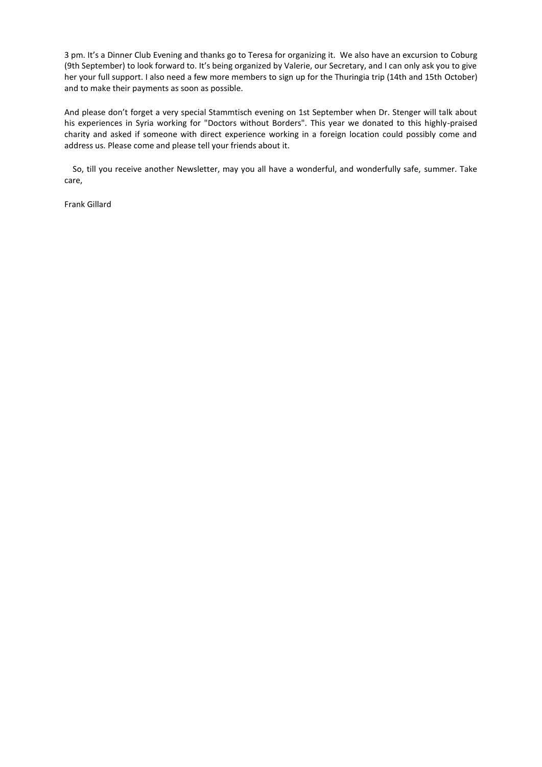3 pm. It's a Dinner Club Evening and thanks go to Teresa for organizing it. We also have an excursion to Coburg (9th September) to look forward to. It's being organized by Valerie, our Secretary, and I can only ask you to give her your full support. I also need a few more members to sign up for the Thuringia trip (14th and 15th October) and to make their payments as soon as possible.

And please don't forget a very special Stammtisch evening on 1st September when Dr. Stenger will talk about his experiences in Syria working for "Doctors without Borders". This year we donated to this highly-praised charity and asked if someone with direct experience working in a foreign location could possibly come and address us. Please come and please tell your friends about it.

So, till you receive another Newsletter, may you all have a wonderful, and wonderfully safe, summer. Take care,

Frank Gillard